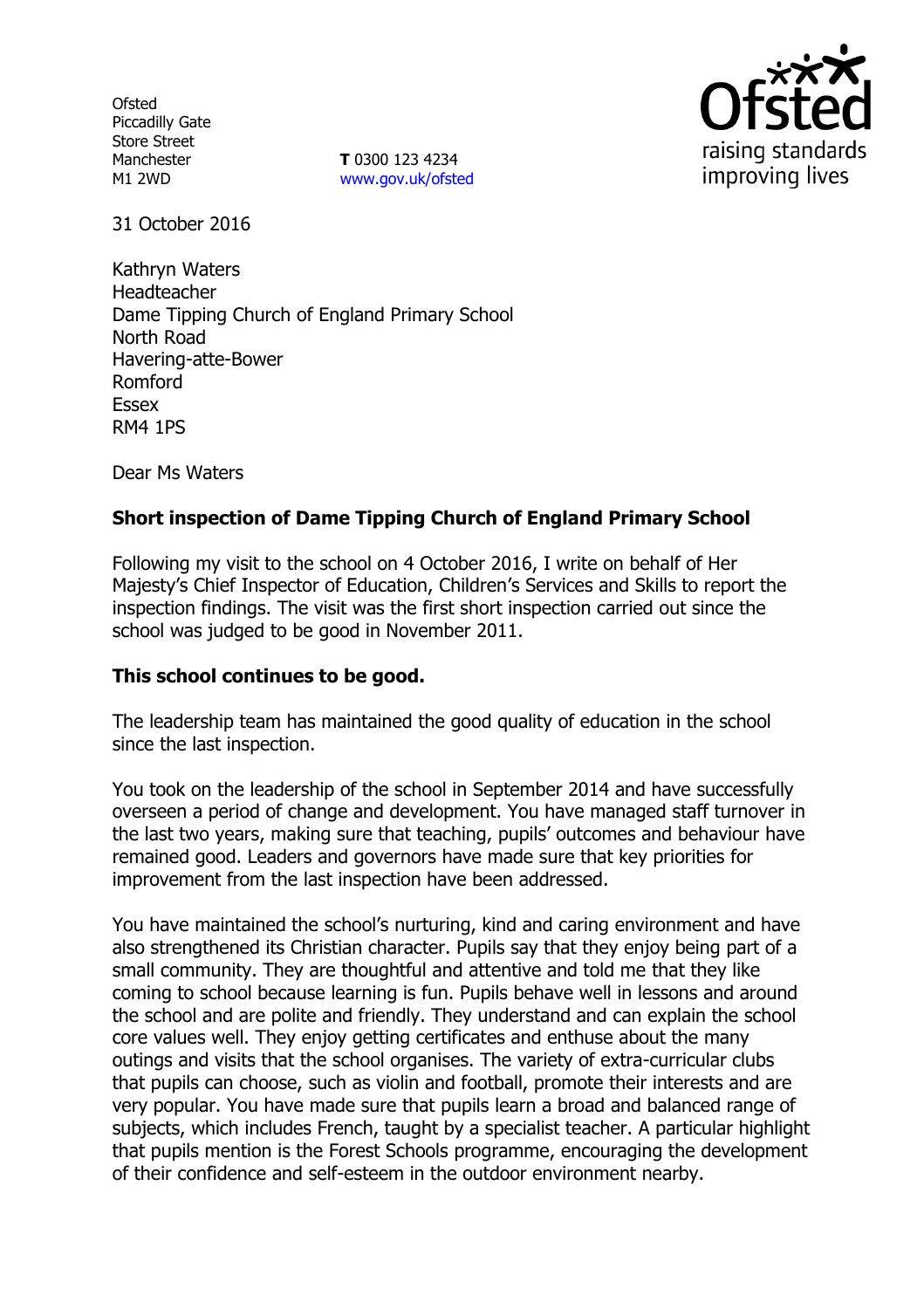Ofsted
Piccadilly Gate
Store Street
Manchester
M1 2WD

**T** 0300 123 4234
www.gov.uk/ofsted

31 October 2016

Kathryn Waters
Headteacher
Dame Tipping Church of England Primary School
North Road
Havering-atte-Bower
Romford
Essex
RM4 1PS

Dear Ms Waters

**Short inspection of Dame Tipping Church of England Primary School**

Following my visit to the school on 4 October 2016, I write on behalf of Her Majesty's Chief Inspector of Education, Children's Services and Skills to report the inspection findings. The visit was the first short inspection carried out since the school was judged to be good in November 2011.

**This school continues to be good.**

The leadership team has maintained the good quality of education in the school since the last inspection.

You took on the leadership of the school in September 2014 and have successfully overseen a period of change and development. You have managed staff turnover in the last two years, making sure that teaching, pupils' outcomes and behaviour have remained good. Leaders and governors have made sure that key priorities for improvement from the last inspection have been addressed.

You have maintained the school's nurturing, kind and caring environment and have also strengthened its Christian character. Pupils say that they enjoy being part of a small community. They are thoughtful and attentive and told me that they like coming to school because learning is fun. Pupils behave well in lessons and around the school and are polite and friendly. They understand and can explain the school core values well. They enjoy getting certificates and enthuse about the many outings and visits that the school organises. The variety of extra-curricular clubs that pupils can choose, such as violin and football, promote their interests and are very popular. You have made sure that pupils learn a broad and balanced range of subjects, which includes French, taught by a specialist teacher. A particular highlight that pupils mention is the Forest Schools programme, encouraging the development of their confidence and self-esteem in the outdoor environment nearby.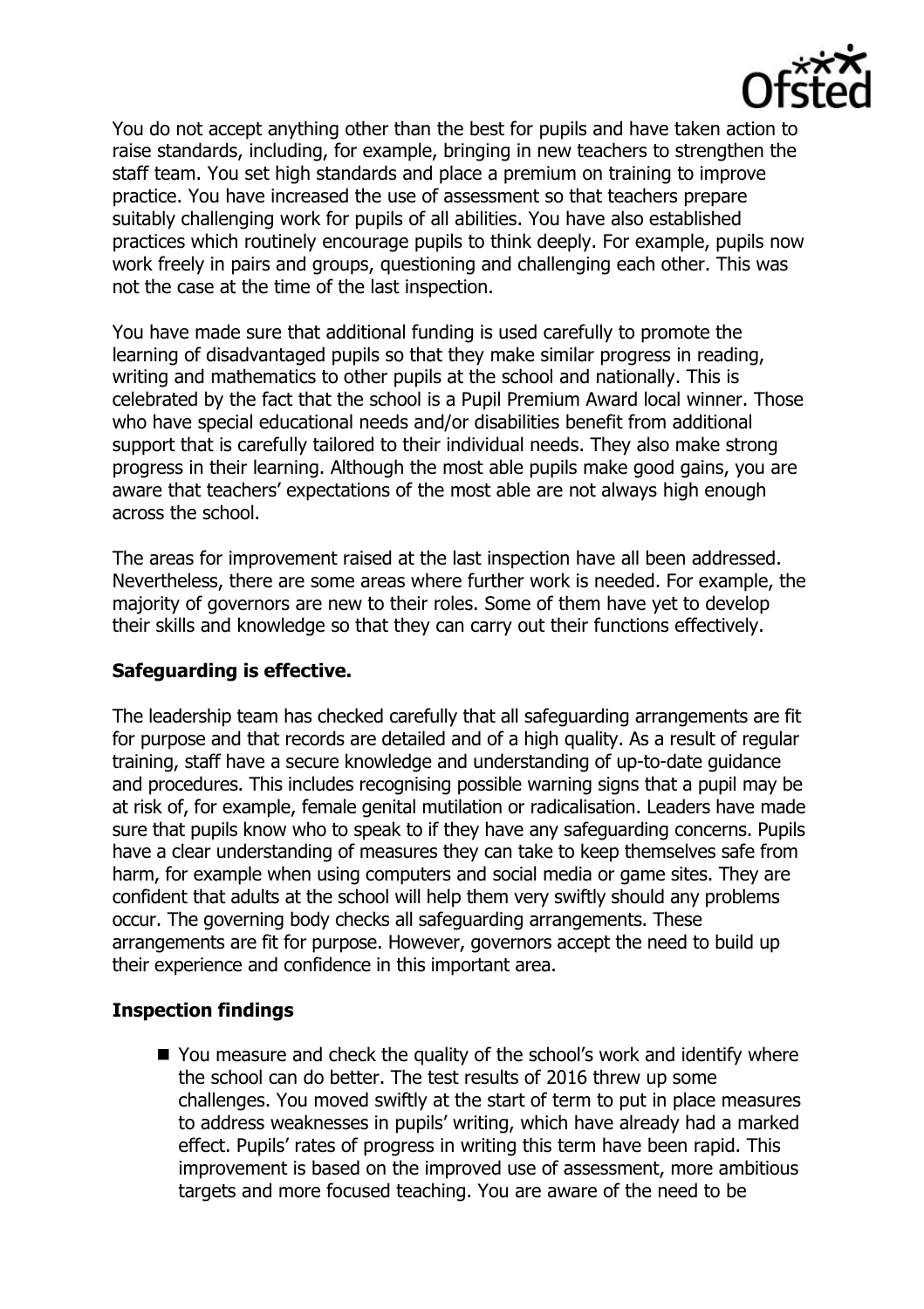You do not accept anything other than the best for pupils and have taken action to raise standards, including, for example, bringing in new teachers to strengthen the staff team. You set high standards and place a premium on training to improve practice. You have increased the use of assessment so that teachers prepare suitably challenging work for pupils of all abilities. You have also established practices which routinely encourage pupils to think deeply. For example, pupils now work freely in pairs and groups, questioning and challenging each other. This was not the case at the time of the last inspection.

You have made sure that additional funding is used carefully to promote the learning of disadvantaged pupils so that they make similar progress in reading, writing and mathematics to other pupils at the school and nationally. This is celebrated by the fact that the school is a Pupil Premium Award local winner. Those who have special educational needs and/or disabilities benefit from additional support that is carefully tailored to their individual needs. They also make strong progress in their learning. Although the most able pupils make good gains, you are aware that teachers' expectations of the most able are not always high enough across the school.

The areas for improvement raised at the last inspection have all been addressed. Nevertheless, there are some areas where further work is needed. For example, the majority of governors are new to their roles. Some of them have yet to develop their skills and knowledge so that they can carry out their functions effectively.

## Safeguarding is effective.

The leadership team has checked carefully that all safeguarding arrangements are fit for purpose and that records are detailed and of a high quality. As a result of regular training, staff have a secure knowledge and understanding of up-to-date guidance and procedures. This includes recognising possible warning signs that a pupil may be at risk of, for example, female genital mutilation or radicalisation. Leaders have made sure that pupils know who to speak to if they have any safeguarding concerns. Pupils have a clear understanding of measures they can take to keep themselves safe from harm, for example when using computers and social media or game sites. They are confident that adults at the school will help them very swiftly should any problems occur. The governing body checks all safeguarding arrangements. These arrangements are fit for purpose. However, governors accept the need to build up their experience and confidence in this important area.

## Inspection findings

- You measure and check the quality of the school's work and identify where the school can do better. The test results of 2016 threw up some challenges. You moved swiftly at the start of term to put in place measures to address weaknesses in pupils' writing, which have already had a marked effect. Pupils' rates of progress in writing this term have been rapid. This improvement is based on the improved use of assessment, more ambitious targets and more focused teaching. You are aware of the need to be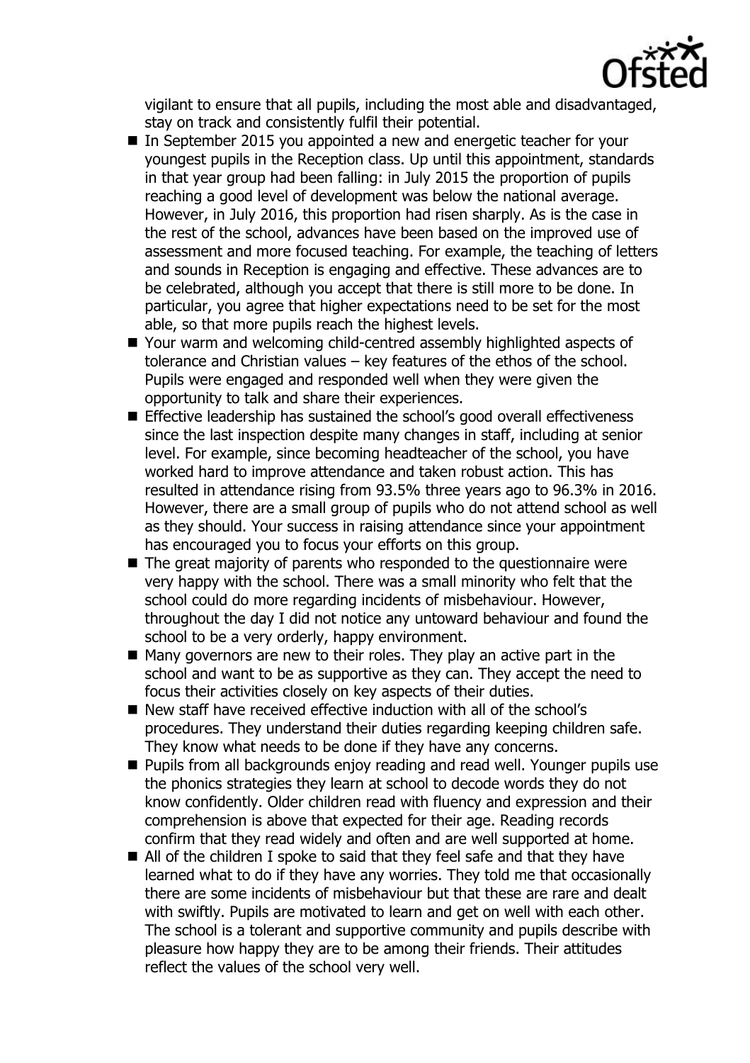vigilant to ensure that all pupils, including the most able and disadvantaged, stay on track and consistently fulfil their potential.

- In September 2015 you appointed a new and energetic teacher for your youngest pupils in the Reception class. Up until this appointment, standards in that year group had been falling: in July 2015 the proportion of pupils reaching a good level of development was below the national average. However, in July 2016, this proportion had risen sharply. As is the case in the rest of the school, advances have been based on the improved use of assessment and more focused teaching. For example, the teaching of letters and sounds in Reception is engaging and effective. These advances are to be celebrated, although you accept that there is still more to be done. In particular, you agree that higher expectations need to be set for the most able, so that more pupils reach the highest levels.
- Your warm and welcoming child-centred assembly highlighted aspects of tolerance and Christian values – key features of the ethos of the school. Pupils were engaged and responded well when they were given the opportunity to talk and share their experiences.
- Effective leadership has sustained the school's good overall effectiveness since the last inspection despite many changes in staff, including at senior level. For example, since becoming headteacher of the school, you have worked hard to improve attendance and taken robust action. This has resulted in attendance rising from 93.5% three years ago to 96.3% in 2016. However, there are a small group of pupils who do not attend school as well as they should. Your success in raising attendance since your appointment has encouraged you to focus your efforts on this group.
- The great majority of parents who responded to the questionnaire were very happy with the school. There was a small minority who felt that the school could do more regarding incidents of misbehaviour. However, throughout the day I did not notice any untoward behaviour and found the school to be a very orderly, happy environment.
- Many governors are new to their roles. They play an active part in the school and want to be as supportive as they can. They accept the need to focus their activities closely on key aspects of their duties.
- New staff have received effective induction with all of the school's procedures. They understand their duties regarding keeping children safe. They know what needs to be done if they have any concerns.
- Pupils from all backgrounds enjoy reading and read well. Younger pupils use the phonics strategies they learn at school to decode words they do not know confidently. Older children read with fluency and expression and their comprehension is above that expected for their age. Reading records confirm that they read widely and often and are well supported at home.
- All of the children I spoke to said that they feel safe and that they have learned what to do if they have any worries. They told me that occasionally there are some incidents of misbehaviour but that these are rare and dealt with swiftly. Pupils are motivated to learn and get on well with each other. The school is a tolerant and supportive community and pupils describe with pleasure how happy they are to be among their friends. Their attitudes reflect the values of the school very well.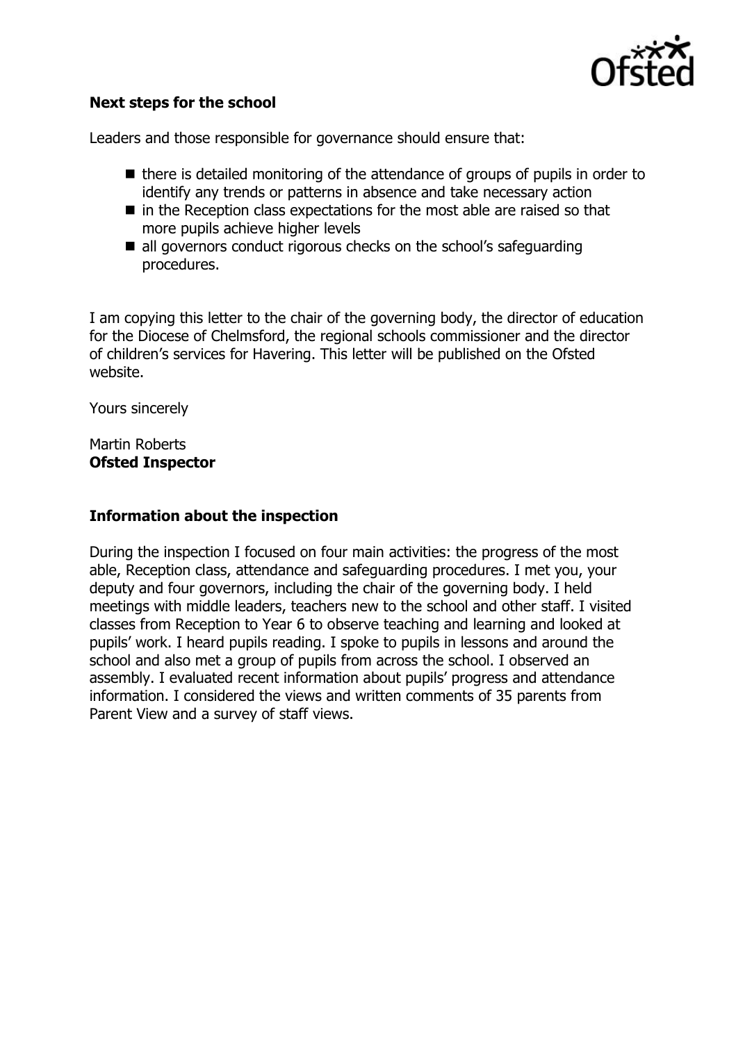**Next steps for the school**

Leaders and those responsible for governance should ensure that:

- there is detailed monitoring of the attendance of groups of pupils in order to identify any trends or patterns in absence and take necessary action
- in the Reception class expectations for the most able are raised so that more pupils achieve higher levels
- all governors conduct rigorous checks on the school's safeguarding procedures.

I am copying this letter to the chair of the governing body, the director of education for the Diocese of Chelmsford, the regional schools commissioner and the director of children's services for Havering. This letter will be published on the Ofsted website.

Yours sincerely

Martin Roberts
**Ofsted Inspector**

**Information about the inspection**

During the inspection I focused on four main activities: the progress of the most able, Reception class, attendance and safeguarding procedures. I met you, your deputy and four governors, including the chair of the governing body. I held meetings with middle leaders, teachers new to the school and other staff. I visited classes from Reception to Year 6 to observe teaching and learning and looked at pupils' work. I heard pupils reading. I spoke to pupils in lessons and around the school and also met a group of pupils from across the school. I observed an assembly. I evaluated recent information about pupils' progress and attendance information. I considered the views and written comments of 35 parents from Parent View and a survey of staff views.